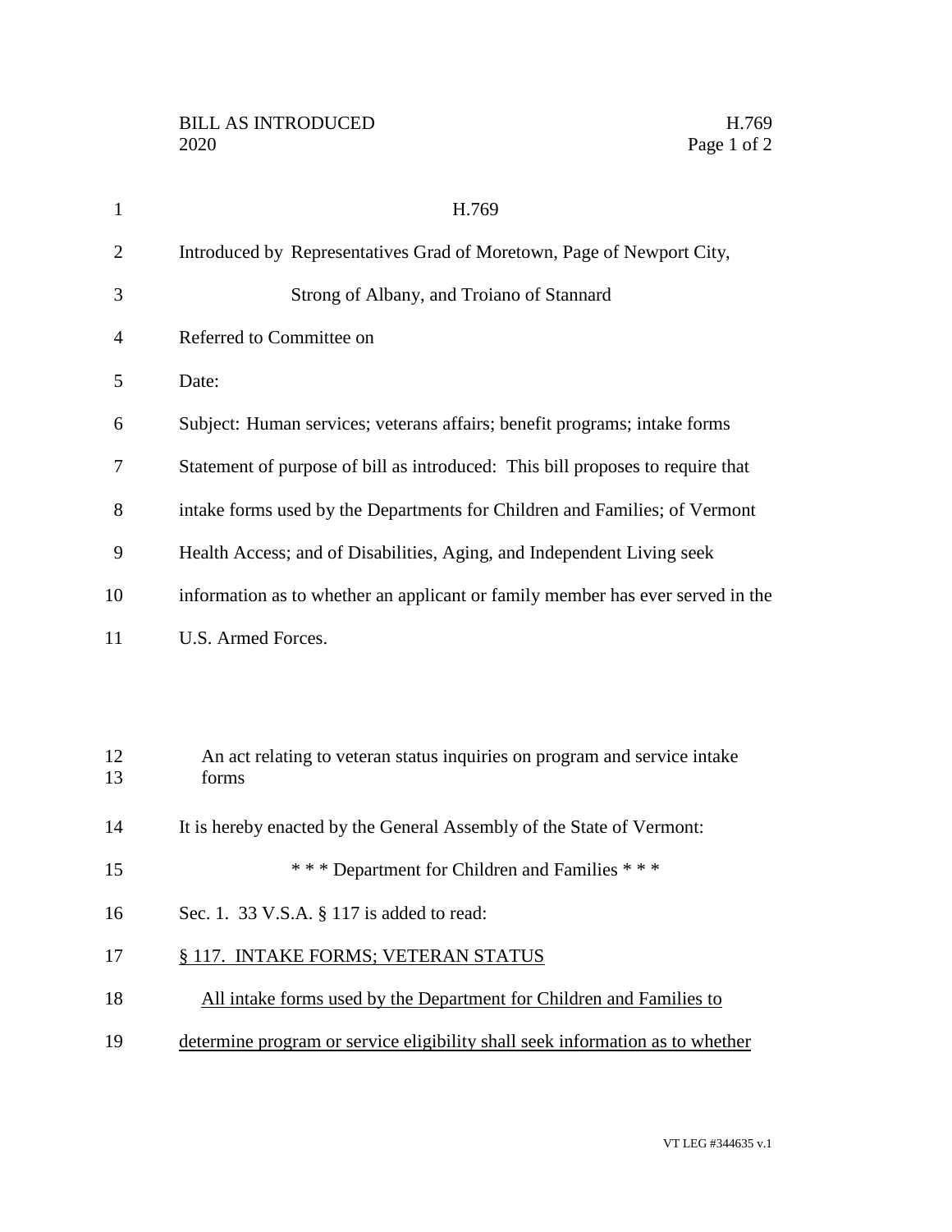H.769

Introduced by Representatives Grad of Moretown, Page of Newport City, Strong of Albany, and Troiano of Stannard

Referred to Committee on

Date:

Subject: Human services; veterans affairs; benefit programs; intake forms

Statement of purpose of bill as introduced: This bill proposes to require that intake forms used by the Departments for Children and Families; of Vermont Health Access; and of Disabilities, Aging, and Independent Living seek information as to whether an applicant or family member has ever served in the U.S. Armed Forces.

An act relating to veteran status inquiries on program and service intake forms

It is hereby enacted by the General Assembly of the State of Vermont:

\* \* \* Department for Children and Families \* \* \*

Sec. 1. 33 V.S.A. § 117 is added to read:

§ 117. INTAKE FORMS; VETERAN STATUS

All intake forms used by the Department for Children and Families to determine program or service eligibility shall seek information as to whether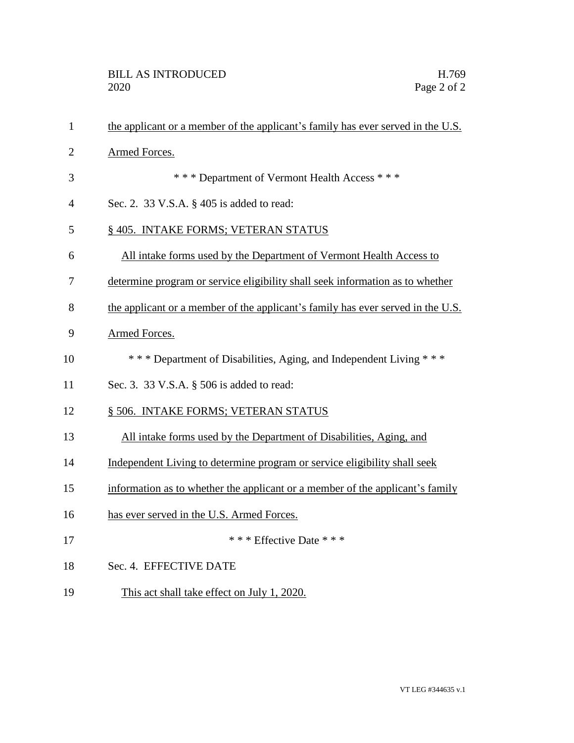the applicant or a member of the applicant's family has ever served in the U.S. Armed Forces.

\* \* \* Department of Vermont Health Access \* \* \*

Sec. 2. 33 V.S.A. § 405 is added to read:

§ 405. INTAKE FORMS; VETERAN STATUS

All intake forms used by the Department of Vermont Health Access to determine program or service eligibility shall seek information as to whether the applicant or a member of the applicant's family has ever served in the U.S. Armed Forces.

\* \* \* Department of Disabilities, Aging, and Independent Living \* \* \*

Sec. 3. 33 V.S.A. § 506 is added to read:

§ 506. INTAKE FORMS; VETERAN STATUS

All intake forms used by the Department of Disabilities, Aging, and Independent Living to determine program or service eligibility shall seek information as to whether the applicant or a member of the applicant's family has ever served in the U.S. Armed Forces.

\* \* \* Effective Date \* \* \*

Sec. 4. EFFECTIVE DATE

This act shall take effect on July 1, 2020.